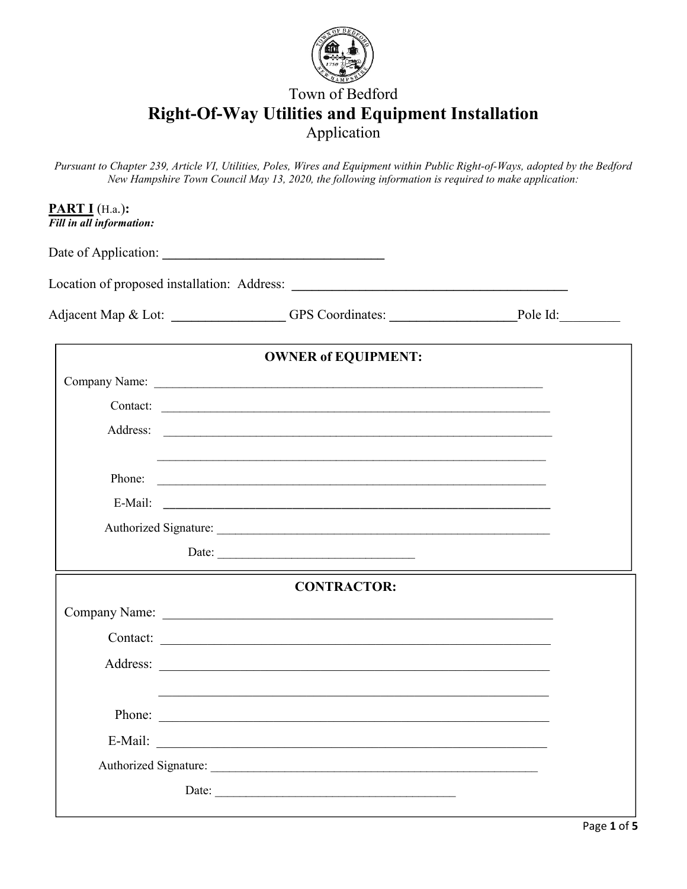# Town of Bedford

## Right-Of-Way Utilities and Equipment Installation

### Application

*Pursuant to Chapter 239, Article VI, Utilities, Poles, Wires and Equipment within Public Right-of-Ways, adopted by the Bedford New Hampshire Town Council May 13, 2020, the following information is required to make application:*

**PART I** (H.a.)**:**
***Fill in all information:***

Date of Application: ________________________________

Location of proposed installation: Address: ________________________________________

Adjacent Map & Lot: ________________ GPS Coordinates: __________________ Pole Id: _________

**OWNER of EQUIPMENT:**

Company Name: ________________________________________________________________

Contact: ________________________________________________________________

Address: ________________________________________________________________

________________________________________________________________

Phone: ________________________________________________________________

E-Mail: ________________________________________________________________

Authorized Signature: ________________________________________________________

Date: ________________________________

**CONTRACTOR:**

Company Name: ________________________________________________________________

Contact: ________________________________________________________________

Address: ________________________________________________________________

________________________________________________________________

Phone: ________________________________________________________________

E-Mail: ________________________________________________________________

Authorized Signature: ________________________________________________________

Date: ________________________________________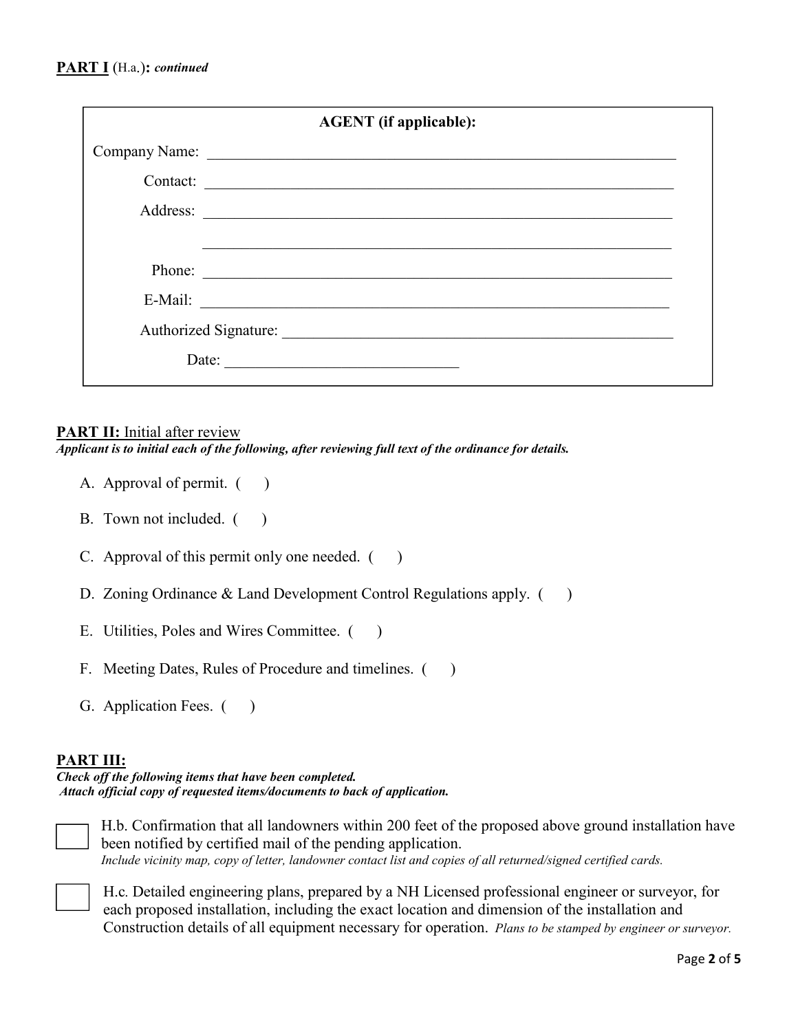**PART I** (H.a.)**:** ***continued***

**AGENT (if applicable):**

Company Name: \_\_\_\_\_\_\_\_\_\_\_\_\_\_\_\_\_\_\_\_\_\_\_\_\_\_\_\_\_\_\_\_\_\_\_\_\_\_\_\_\_\_\_\_\_\_\_\_\_\_\_\_

Contact: \_\_\_\_\_\_\_\_\_\_\_\_\_\_\_\_\_\_\_\_\_\_\_\_\_\_\_\_\_\_\_\_\_\_\_\_\_\_\_\_\_\_\_\_\_\_\_\_\_\_\_\_

Address: \_\_\_\_\_\_\_\_\_\_\_\_\_\_\_\_\_\_\_\_\_\_\_\_\_\_\_\_\_\_\_\_\_\_\_\_\_\_\_\_\_\_\_\_\_\_\_\_\_\_\_\_

\_\_\_\_\_\_\_\_\_\_\_\_\_\_\_\_\_\_\_\_\_\_\_\_\_\_\_\_\_\_\_\_\_\_\_\_\_\_\_\_\_\_\_\_\_\_\_\_\_\_\_\_

Phone: \_\_\_\_\_\_\_\_\_\_\_\_\_\_\_\_\_\_\_\_\_\_\_\_\_\_\_\_\_\_\_\_\_\_\_\_\_\_\_\_\_\_\_\_\_\_\_\_\_\_\_\_

E-Mail: \_\_\_\_\_\_\_\_\_\_\_\_\_\_\_\_\_\_\_\_\_\_\_\_\_\_\_\_\_\_\_\_\_\_\_\_\_\_\_\_\_\_\_\_\_\_\_\_\_\_\_\_

Authorized Signature: \_\_\_\_\_\_\_\_\_\_\_\_\_\_\_\_\_\_\_\_\_\_\_\_\_\_\_\_\_\_\_\_\_\_\_\_\_\_\_\_

Date: \_\_\_\_\_\_\_\_\_\_\_\_\_\_\_\_\_\_\_\_\_\_\_\_\_\_\_\_

**PART II:** Initial after review

***Applicant is to initial each of the following, after reviewing full text of the ordinance for details.***

A. Approval of permit. (   )

B. Town not included. (   )

C. Approval of this permit only one needed. (   )

D. Zoning Ordinance & Land Development Control Regulations apply. (   )

E. Utilities, Poles and Wires Committee. (   )

F. Meeting Dates, Rules of Procedure and timelines. (   )

G. Application Fees. (   )

**PART III:**

***Check off the following items that have been completed.***
***Attach official copy of requested items/documents to back of application.***

☐ H.b. Confirmation that all landowners within 200 feet of the proposed above ground installation have been notified by certified mail of the pending application.
*Include vicinity map, copy of letter, landowner contact list and copies of all returned/signed certified cards.*

☐ H.c. Detailed engineering plans, prepared by a NH Licensed professional engineer or surveyor, for each proposed installation, including the exact location and dimension of the installation and Construction details of all equipment necessary for operation. *Plans to be stamped by engineer or surveyor.*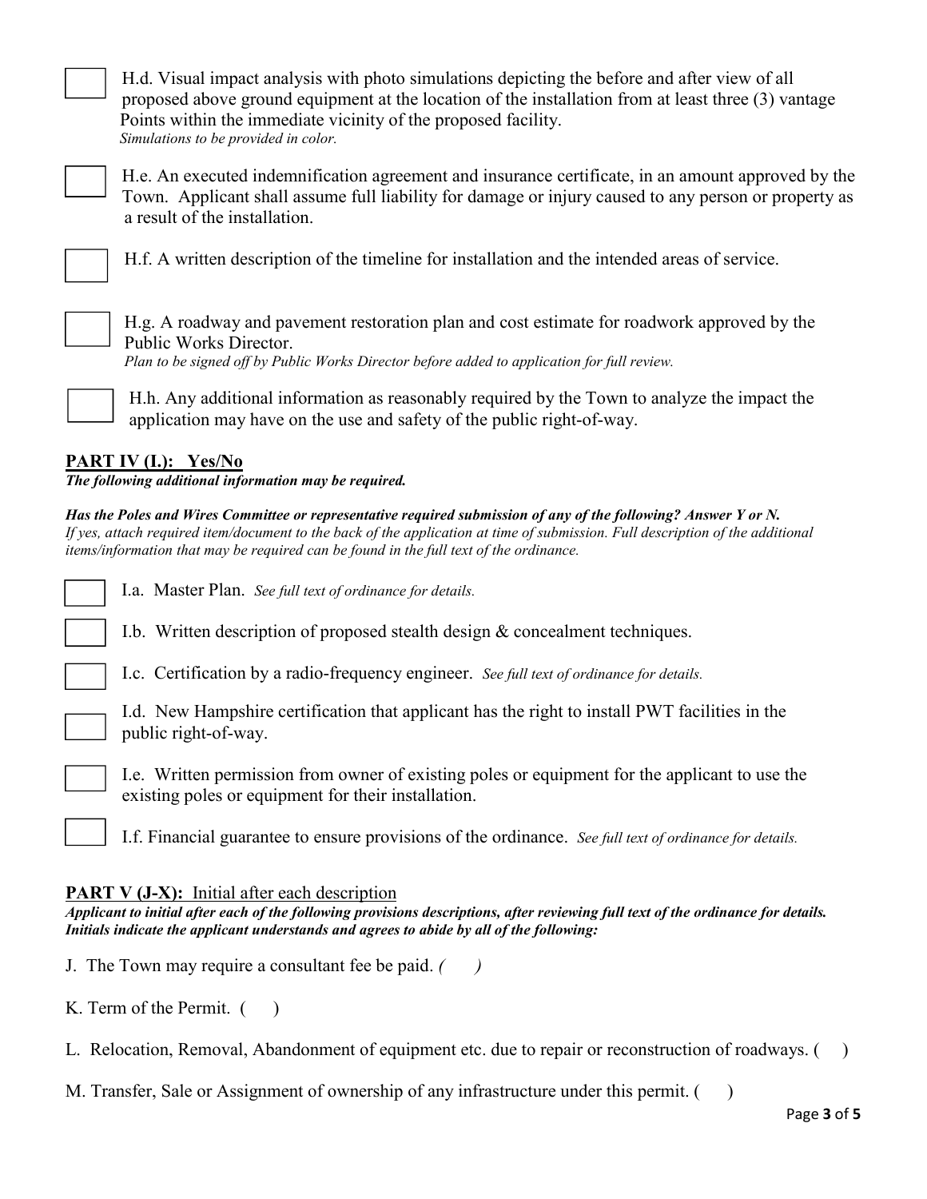☐ H.d. Visual impact analysis with photo simulations depicting the before and after view of all proposed above ground equipment at the location of the installation from at least three (3) vantage Points within the immediate vicinity of the proposed facility.
*Simulations to be provided in color.*

☐ H.e. An executed indemnification agreement and insurance certificate, in an amount approved by the Town. Applicant shall assume full liability for damage or injury caused to any person or property as a result of the installation.

☐ H.f. A written description of the timeline for installation and the intended areas of service.

☐ H.g. A roadway and pavement restoration plan and cost estimate for roadwork approved by the Public Works Director.
*Plan to be signed off by Public Works Director before added to application for full review.*

☐ H.h. Any additional information as reasonably required by the Town to analyze the impact the application may have on the use and safety of the public right-of-way.

## PART IV (I.): Yes/No

***The following additional information may be required.***

***Has the Poles and Wires Committee or representative required submission of any of the following? Answer Y or N.***
*If yes, attach required item/document to the back of the application at time of submission. Full description of the additional items/information that may be required can be found in the full text of the ordinance.*

☐ I.a. Master Plan. *See full text of ordinance for details.*

☐ I.b. Written description of proposed stealth design & concealment techniques.

☐ I.c. Certification by a radio-frequency engineer. *See full text of ordinance for details.*

☐ I.d. New Hampshire certification that applicant has the right to install PWT facilities in the public right-of-way.

☐ I.e. Written permission from owner of existing poles or equipment for the applicant to use the existing poles or equipment for their installation.

☐ I.f. Financial guarantee to ensure provisions of the ordinance. *See full text of ordinance for details.*

## PART V (J-X): Initial after each description

***Applicant to initial after each of the following provisions descriptions, after reviewing full text of the ordinance for details. Initials indicate the applicant understands and agrees to abide by all of the following:***

J. The Town may require a consultant fee be paid. *(     )*

K. Term of the Permit. (     )

L. Relocation, Removal, Abandonment of equipment etc. due to repair or reconstruction of roadways. (     )

M. Transfer, Sale or Assignment of ownership of any infrastructure under this permit. (     )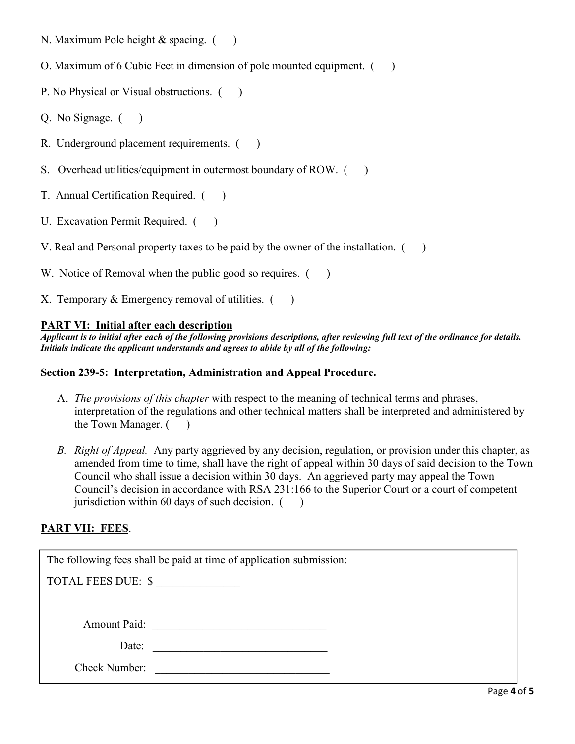N. Maximum Pole height & spacing. (  )

O. Maximum of 6 Cubic Feet in dimension of pole mounted equipment. (  )

P. No Physical or Visual obstructions. (  )

Q. No Signage. (  )

R. Underground placement requirements. (  )

S. Overhead utilities/equipment in outermost boundary of ROW. (  )

T. Annual Certification Required. (  )

U. Excavation Permit Required. (  )

V. Real and Personal property taxes to be paid by the owner of the installation. (  )

W. Notice of Removal when the public good so requires. (  )

X. Temporary & Emergency removal of utilities. (  )

## PART VI: Initial after each description

***Applicant is to initial after each of the following provisions descriptions, after reviewing full text of the ordinance for details. Initials indicate the applicant understands and agrees to abide by all of the following:***

### Section 239-5: Interpretation, Administration and Appeal Procedure.

A. *The provisions of this chapter* with respect to the meaning of technical terms and phrases, interpretation of the regulations and other technical matters shall be interpreted and administered by the Town Manager. (  )

*B. Right of Appeal.* Any party aggrieved by any decision, regulation, or provision under this chapter, as amended from time to time, shall have the right of appeal within 30 days of said decision to the Town Council who shall issue a decision within 30 days. An aggrieved party may appeal the Town Council's decision in accordance with RSA 231:166 to the Superior Court or a court of competent jurisdiction within 60 days of such decision. (  )

## PART VII: FEES.

The following fees shall be paid at time of application submission:

TOTAL FEES DUE: $ _______________

Amount Paid: _______________________________

Date: _______________________________

Check Number: _______________________________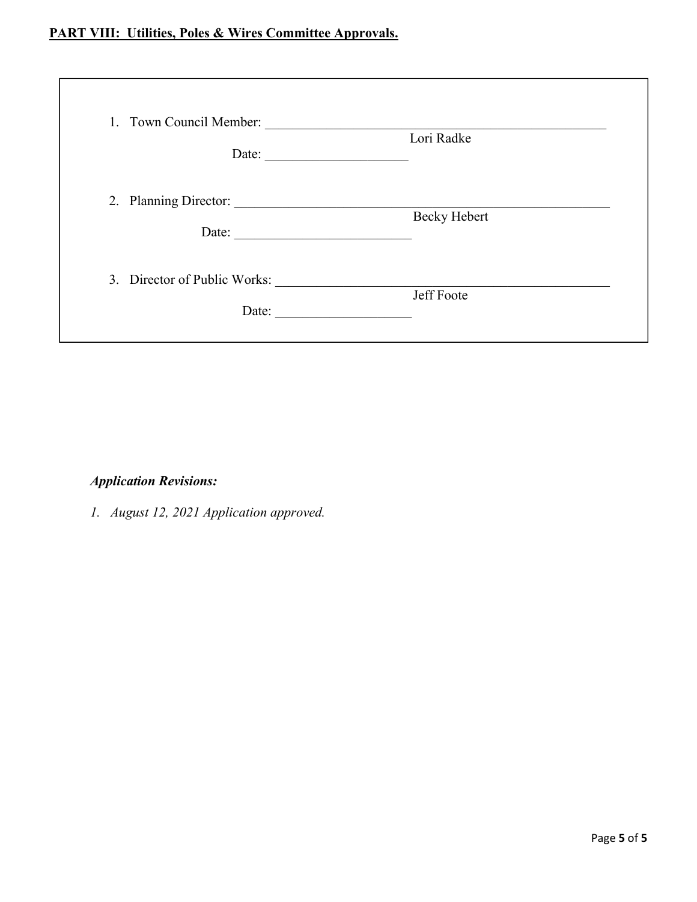**PART VIII: Utilities, Poles & Wires Committee Approvals.**

1. Town Council Member: ____________________________________________
   Lori Radke
   Date: ____________________

2. Planning Director: ____________________________________________
   Becky Hebert
   Date: ____________________

3. Director of Public Works: ____________________________________________
   Jeff Foote
   Date: ____________________

***Application Revisions:***

1. *August 12, 2021 Application approved.*